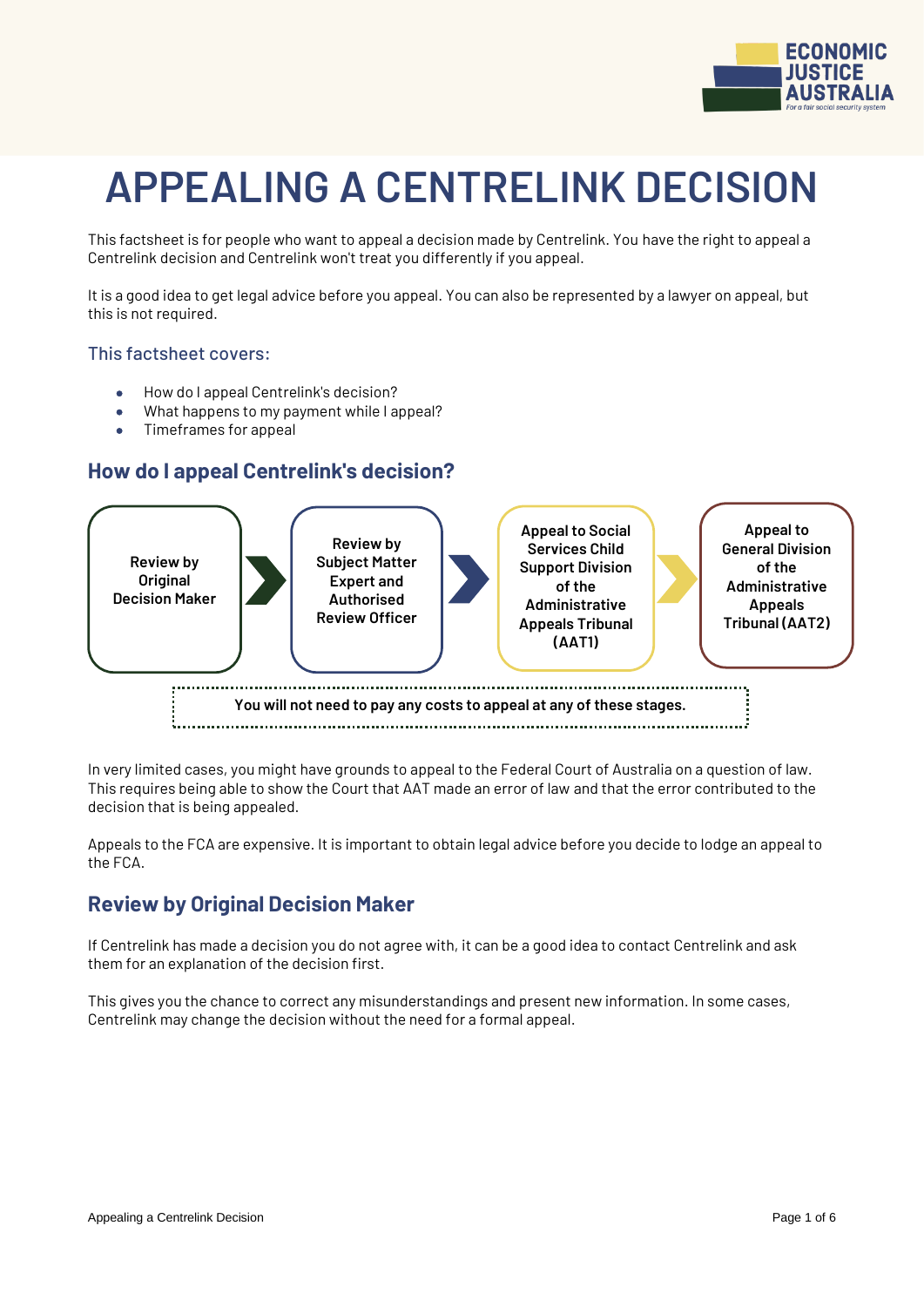# APPEALING A CENTRELINK DECISION

This factsheet is for people who want to appeal a decision made by Centrelink. You have the right to appeal a Centrelink decision and Centrelink won't treat you differently if you appeal.

It is a good idea to get legal advice before you appeal. You can also be represented by a lawyer on appeal, but this is not required.

### This factsheet covers:

- How do I appeal Centrelink's decision?
- What happens to my payment while I appeal?
- Timeframes for appeal

## How do I appeal Centrelink's decision?

**Review by Original Decision Maker** → **Review by Subject Matter Expert and Authorised Review Officer** → **Appeal to Social Services Child Support Division of the Administrative Appeals Tribunal (AAT1)** → **Appeal to General Division of the Administrative Appeals Tribunal (AAT2)**

**You will not need to pay any costs to appeal at any of these stages.**

In very limited cases, you might have grounds to appeal to the Federal Court of Australia on a question of law. This requires being able to show the Court that AAT made an error of law and that the error contributed to the decision that is being appealed.

Appeals to the FCA are expensive. It is important to obtain legal advice before you decide to lodge an appeal to the FCA.

## Review by Original Decision Maker

If Centrelink has made a decision you do not agree with, it can be a good idea to contact Centrelink and ask them for an explanation of the decision first.

This gives you the chance to correct any misunderstandings and present new information. In some cases, Centrelink may change the decision without the need for a formal appeal.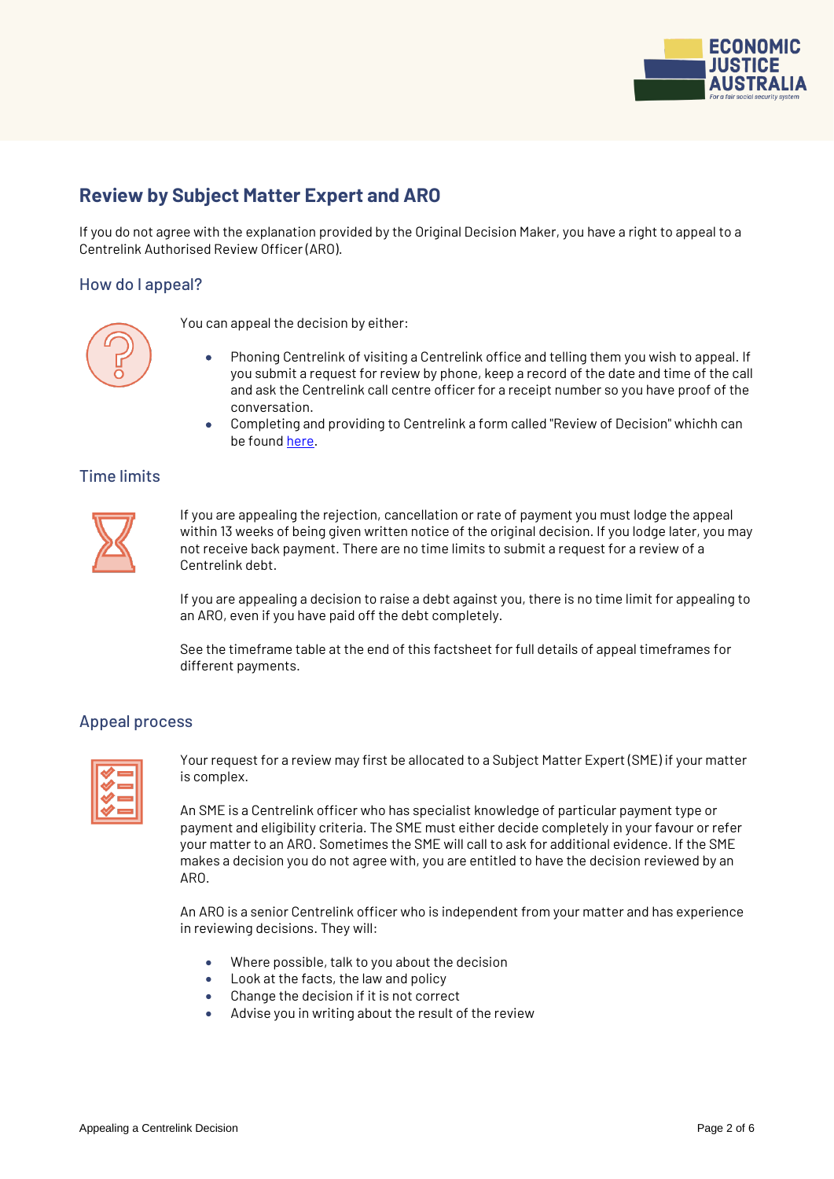## Review by Subject Matter Expert and ARO

If you do not agree with the explanation provided by the Original Decision Maker, you have a right to appeal to a Centrelink Authorised Review Officer (ARO).

### How do I appeal?

You can appeal the decision by either:

- Phoning Centrelink of visiting a Centrelink office and telling them you wish to appeal. If you submit a request for review by phone, keep a record of the date and time of the call and ask the Centrelink call centre officer for a receipt number so you have proof of the conversation.
- Completing and providing to Centrelink a form called "Review of Decision" whichh can be found here.

### Time limits

If you are appealing the rejection, cancellation or rate of payment you must lodge the appeal within 13 weeks of being given written notice of the original decision. If you lodge later, you may not receive back payment. There are no time limits to submit a request for a review of a Centrelink debt.

If you are appealing a decision to raise a debt against you, there is no time limit for appealing to an ARO, even if you have paid off the debt completely.

See the timeframe table at the end of this factsheet for full details of appeal timeframes for different payments.

### Appeal process

Your request for a review may first be allocated to a Subject Matter Expert (SME) if your matter is complex.

An SME is a Centrelink officer who has specialist knowledge of particular payment type or payment and eligibility criteria. The SME must either decide completely in your favour or refer your matter to an ARO. Sometimes the SME will call to ask for additional evidence. If the SME makes a decision you do not agree with, you are entitled to have the decision reviewed by an ARO.

An ARO is a senior Centrelink officer who is independent from your matter and has experience in reviewing decisions. They will:

- Where possible, talk to you about the decision
- Look at the facts, the law and policy
- Change the decision if it is not correct
- Advise you in writing about the result of the review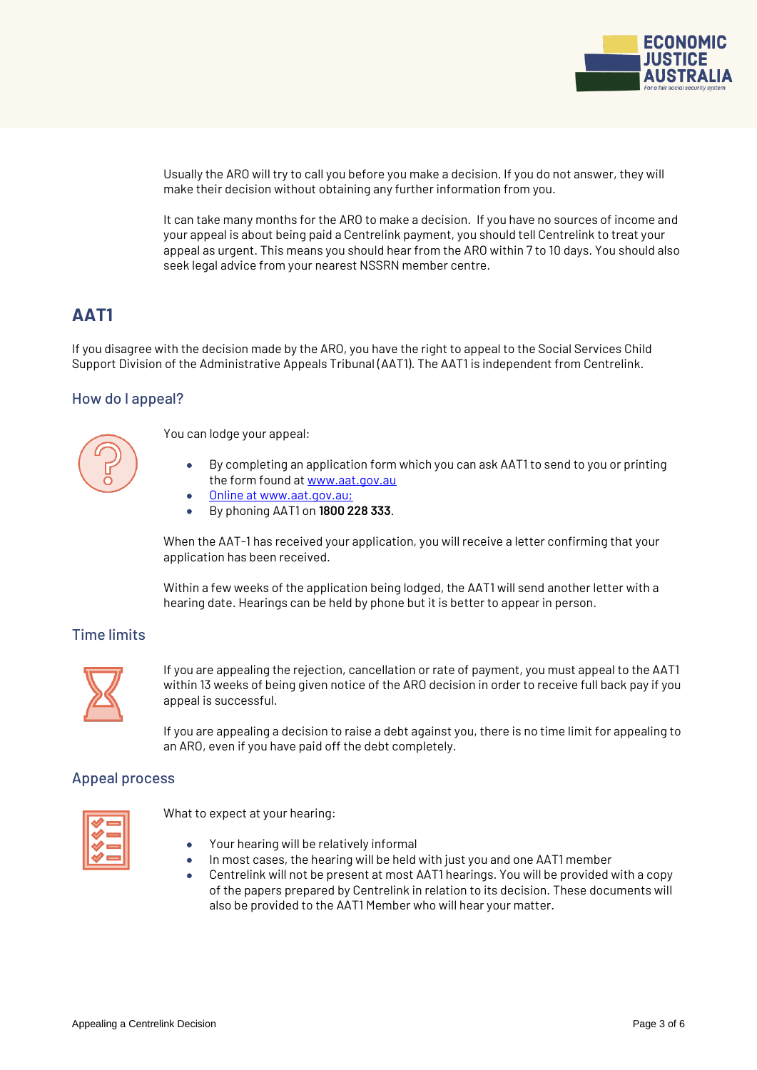Usually the ARO will try to call you before you make a decision. If you do not answer, they will make their decision without obtaining any further information from you.

It can take many months for the ARO to make a decision. If you have no sources of income and your appeal is about being paid a Centrelink payment, you should tell Centrelink to treat your appeal as urgent. This means you should hear from the ARO within 7 to 10 days. You should also seek legal advice from your nearest NSSRN member centre.

## AAT1

If you disagree with the decision made by the ARO, you have the right to appeal to the Social Services Child Support Division of the Administrative Appeals Tribunal (AAT1). The AAT1 is independent from Centrelink.

### How do I appeal?

You can lodge your appeal:

- By completing an application form which you can ask AAT1 to send to you or printing the form found at www.aat.gov.au
- Online at www.aat.gov.au;
- By phoning AAT1 on **1800 228 333**.

When the AAT-1 has received your application, you will receive a letter confirming that your application has been received.

Within a few weeks of the application being lodged, the AAT1 will send another letter with a hearing date. Hearings can be held by phone but it is better to appear in person.

### Time limits

If you are appealing the rejection, cancellation or rate of payment, you must appeal to the AAT1 within 13 weeks of being given notice of the ARO decision in order to receive full back pay if you appeal is successful.

If you are appealing a decision to raise a debt against you, there is no time limit for appealing to an ARO, even if you have paid off the debt completely.

### Appeal process

What to expect at your hearing:

- Your hearing will be relatively informal
- In most cases, the hearing will be held with just you and one AAT1 member
- Centrelink will not be present at most AAT1 hearings. You will be provided with a copy of the papers prepared by Centrelink in relation to its decision. These documents will also be provided to the AAT1 Member who will hear your matter.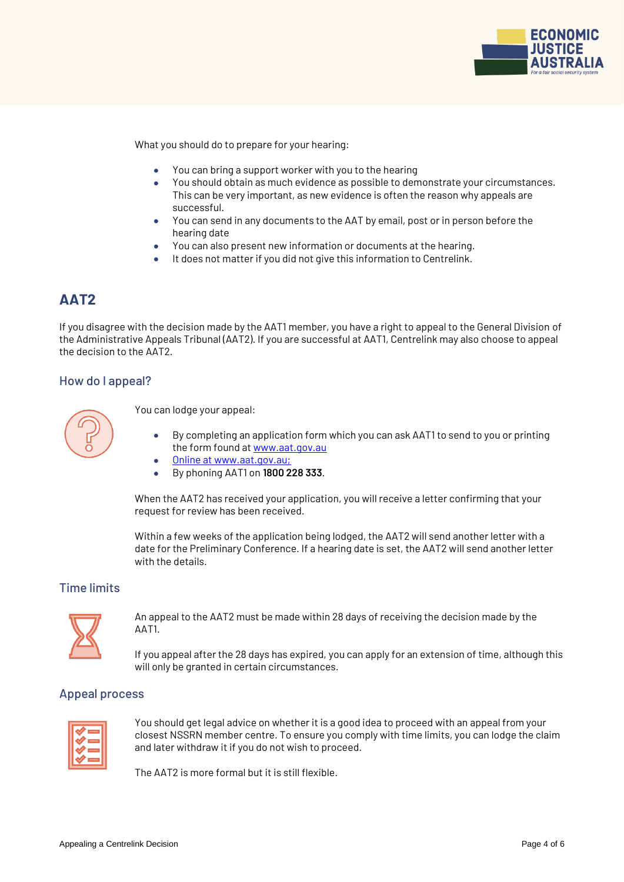What you should do to prepare for your hearing:

- You can bring a support worker with you to the hearing
- You should obtain as much evidence as possible to demonstrate your circumstances. This can be very important, as new evidence is often the reason why appeals are successful.
- You can send in any documents to the AAT by email, post or in person before the hearing date
- You can also present new information or documents at the hearing.
- It does not matter if you did not give this information to Centrelink.

## AAT2

If you disagree with the decision made by the AAT1 member, you have a right to appeal to the General Division of the Administrative Appeals Tribunal (AAT2). If you are successful at AAT1, Centrelink may also choose to appeal the decision to the AAT2.

### How do I appeal?

You can lodge your appeal:

- By completing an application form which you can ask AAT1 to send to you or printing the form found at [www.aat.gov.au](http://www.aat.gov.au)
- [Online at www.aat.gov.au;](http://www.aat.gov.au)
- By phoning AAT1 on **1800 228 333**.

When the AAT2 has received your application, you will receive a letter confirming that your request for review has been received.

Within a few weeks of the application being lodged, the AAT2 will send another letter with a date for the Preliminary Conference. If a hearing date is set, the AAT2 will send another letter with the details.

### Time limits

An appeal to the AAT2 must be made within 28 days of receiving the decision made by the AAT1.

If you appeal after the 28 days has expired, you can apply for an extension of time, although this will only be granted in certain circumstances.

### Appeal process

You should get legal advice on whether it is a good idea to proceed with an appeal from your closest NSSRN member centre. To ensure you comply with time limits, you can lodge the claim and later withdraw it if you do not wish to proceed.

The AAT2 is more formal but it is still flexible.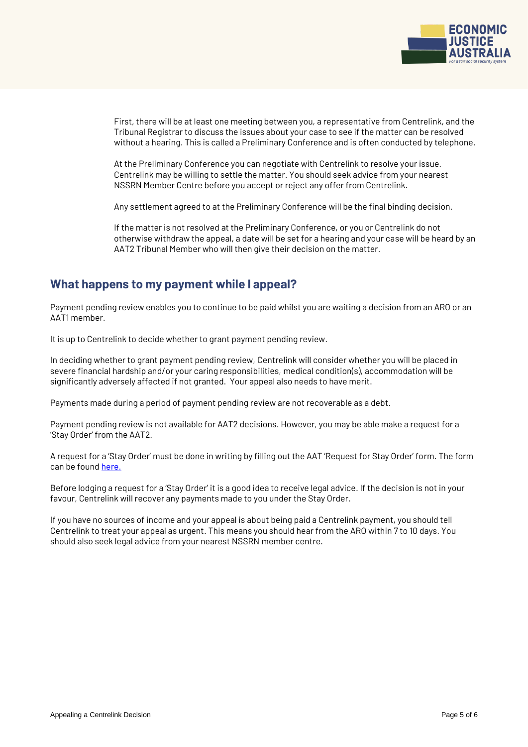First, there will be at least one meeting between you, a representative from Centrelink, and the Tribunal Registrar to discuss the issues about your case to see if the matter can be resolved without a hearing. This is called a Preliminary Conference and is often conducted by telephone.

At the Preliminary Conference you can negotiate with Centrelink to resolve your issue. Centrelink may be willing to settle the matter. You should seek advice from your nearest NSSRN Member Centre before you accept or reject any offer from Centrelink.

Any settlement agreed to at the Preliminary Conference will be the final binding decision.

If the matter is not resolved at the Preliminary Conference, or you or Centrelink do not otherwise withdraw the appeal, a date will be set for a hearing and your case will be heard by an AAT2 Tribunal Member who will then give their decision on the matter.

## What happens to my payment while I appeal?

Payment pending review enables you to continue to be paid whilst you are waiting a decision from an ARO or an AAT1 member.

It is up to Centrelink to decide whether to grant payment pending review.

In deciding whether to grant payment pending review, Centrelink will consider whether you will be placed in severe financial hardship and/or your caring responsibilities, medical condition(s), accommodation will be significantly adversely affected if not granted. Your appeal also needs to have merit.

Payments made during a period of payment pending review are not recoverable as a debt.

Payment pending review is not available for AAT2 decisions. However, you may be able make a request for a 'Stay Order' from the AAT2.

A request for a 'Stay Order' must be done in writing by filling out the AAT 'Request for Stay Order' form. The form can be found [here.]

Before lodging a request for a 'Stay Order' it is a good idea to receive legal advice. If the decision is not in your favour, Centrelink will recover any payments made to you under the Stay Order.

If you have no sources of income and your appeal is about being paid a Centrelink payment, you should tell Centrelink to treat your appeal as urgent. This means you should hear from the ARO within 7 to 10 days. You should also seek legal advice from your nearest NSSRN member centre.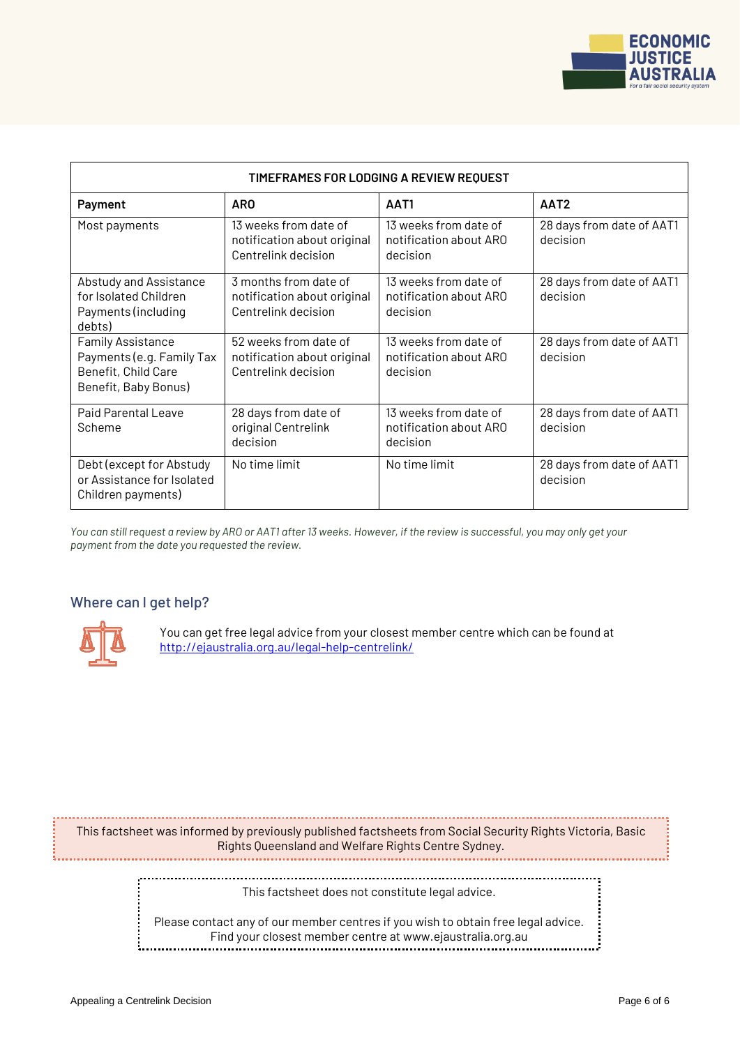| TIMEFRAMES FOR LODGING A REVIEW REQUEST | | | |
|---|---|---|---|
| **Payment** | **ARO** | **AAT1** | **AAT2** |
| Most payments | 13 weeks from date of notification about original Centrelink decision | 13 weeks from date of notification about ARO decision | 28 days from date of AAT1 decision |
| Abstudy and Assistance for Isolated Children Payments (including debts) | 3 months from date of notification about original Centrelink decision | 13 weeks from date of notification about ARO decision | 28 days from date of AAT1 decision |
| Family Assistance Payments (e.g. Family Tax Benefit, Child Care Benefit, Baby Bonus) | 52 weeks from date of notification about original Centrelink decision | 13 weeks from date of notification about ARO decision | 28 days from date of AAT1 decision |
| Paid Parental Leave Scheme | 28 days from date of original Centrelink decision | 13 weeks from date of notification about ARO decision | 28 days from date of AAT1 decision |
| Debt (except for Abstudy or Assistance for Isolated Children payments) | No time limit | No time limit | 28 days from date of AAT1 decision |

*You can still request a review by ARO or AAT1 after 13 weeks. However, if the review is successful, you may only get your payment from the date you requested the review.*

## Where can I get help?

You can get free legal advice from your closest member centre which can be found at http://ejaustralia.org.au/legal-help-centrelink/

This factsheet was informed by previously published factsheets from Social Security Rights Victoria, Basic Rights Queensland and Welfare Rights Centre Sydney.

This factsheet does not constitute legal advice.

Please contact any of our member centres if you wish to obtain free legal advice. Find your closest member centre at www.ejaustralia.org.au